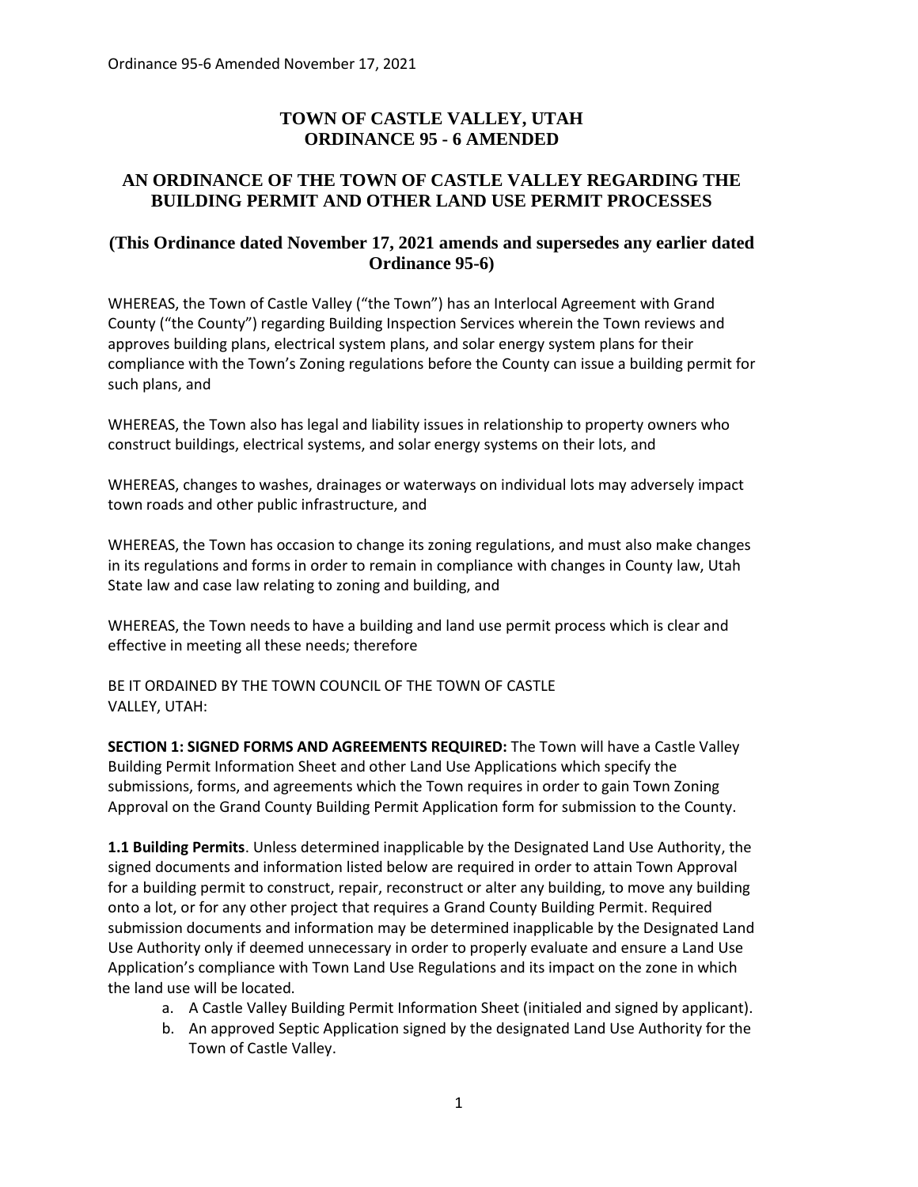# TOWN OF CASTLE VALLEY, UTAH
# ORDINANCE 95 - 6 AMENDED

## AN ORDINANCE OF THE TOWN OF CASTLE VALLEY REGARDING THE BUILDING PERMIT AND OTHER LAND USE PERMIT PROCESSES

### (This Ordinance dated November 17, 2021 amends and supersedes any earlier dated Ordinance 95-6)

WHEREAS, the Town of Castle Valley ("the Town") has an Interlocal Agreement with Grand County ("the County") regarding Building Inspection Services wherein the Town reviews and approves building plans, electrical system plans, and solar energy system plans for their compliance with the Town's Zoning regulations before the County can issue a building permit for such plans, and

WHEREAS, the Town also has legal and liability issues in relationship to property owners who construct buildings, electrical systems, and solar energy systems on their lots, and

WHEREAS, changes to washes, drainages or waterways on individual lots may adversely impact town roads and other public infrastructure, and

WHEREAS, the Town has occasion to change its zoning regulations, and must also make changes in its regulations and forms in order to remain in compliance with changes in County law, Utah State law and case law relating to zoning and building, and

WHEREAS, the Town needs to have a building and land use permit process which is clear and effective in meeting all these needs; therefore

BE IT ORDAINED BY THE TOWN COUNCIL OF THE TOWN OF CASTLE VALLEY, UTAH:

**SECTION 1: SIGNED FORMS AND AGREEMENTS REQUIRED:** The Town will have a Castle Valley Building Permit Information Sheet and other Land Use Applications which specify the submissions, forms, and agreements which the Town requires in order to gain Town Zoning Approval on the Grand County Building Permit Application form for submission to the County.

**1.1 Building Permits**. Unless determined inapplicable by the Designated Land Use Authority, the signed documents and information listed below are required in order to attain Town Approval for a building permit to construct, repair, reconstruct or alter any building, to move any building onto a lot, or for any other project that requires a Grand County Building Permit. Required submission documents and information may be determined inapplicable by the Designated Land Use Authority only if deemed unnecessary in order to properly evaluate and ensure a Land Use Application's compliance with Town Land Use Regulations and its impact on the zone in which the land use will be located.

a. A Castle Valley Building Permit Information Sheet (initialed and signed by applicant).
b. An approved Septic Application signed by the designated Land Use Authority for the Town of Castle Valley.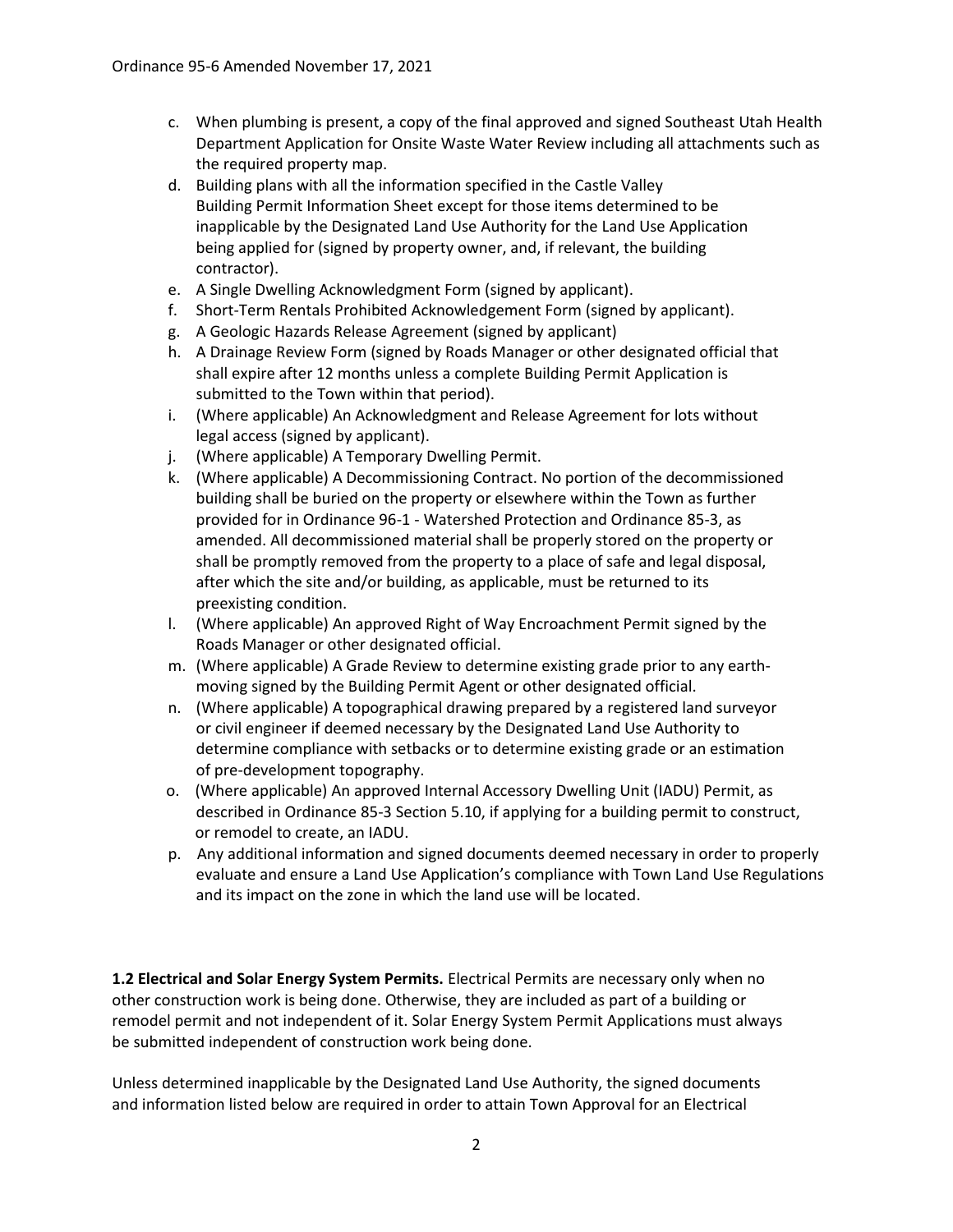c. When plumbing is present, a copy of the final approved and signed Southeast Utah Health Department Application for Onsite Waste Water Review including all attachments such as the required property map.

d. Building plans with all the information specified in the Castle Valley Building Permit Information Sheet except for those items determined to be inapplicable by the Designated Land Use Authority for the Land Use Application being applied for (signed by property owner, and, if relevant, the building contractor).

e. A Single Dwelling Acknowledgment Form (signed by applicant).

f. Short-Term Rentals Prohibited Acknowledgement Form (signed by applicant).

g. A Geologic Hazards Release Agreement (signed by applicant)

h. A Drainage Review Form (signed by Roads Manager or other designated official that shall expire after 12 months unless a complete Building Permit Application is submitted to the Town within that period).

i. (Where applicable) An Acknowledgment and Release Agreement for lots without legal access (signed by applicant).

j. (Where applicable) A Temporary Dwelling Permit.

k. (Where applicable) A Decommissioning Contract. No portion of the decommissioned building shall be buried on the property or elsewhere within the Town as further provided for in Ordinance 96-1 - Watershed Protection and Ordinance 85-3, as amended. All decommissioned material shall be properly stored on the property or shall be promptly removed from the property to a place of safe and legal disposal, after which the site and/or building, as applicable, must be returned to its preexisting condition.

l. (Where applicable) An approved Right of Way Encroachment Permit signed by the Roads Manager or other designated official.

m. (Where applicable) A Grade Review to determine existing grade prior to any earth-moving signed by the Building Permit Agent or other designated official.

n. (Where applicable) A topographical drawing prepared by a registered land surveyor or civil engineer if deemed necessary by the Designated Land Use Authority to determine compliance with setbacks or to determine existing grade or an estimation of pre-development topography.

o. (Where applicable) An approved Internal Accessory Dwelling Unit (IADU) Permit, as described in Ordinance 85-3 Section 5.10, if applying for a building permit to construct, or remodel to create, an IADU.

p. Any additional information and signed documents deemed necessary in order to properly evaluate and ensure a Land Use Application's compliance with Town Land Use Regulations and its impact on the zone in which the land use will be located.

**1.2 Electrical and Solar Energy System Permits.** Electrical Permits are necessary only when no other construction work is being done. Otherwise, they are included as part of a building or remodel permit and not independent of it. Solar Energy System Permit Applications must always be submitted independent of construction work being done.

Unless determined inapplicable by the Designated Land Use Authority, the signed documents and information listed below are required in order to attain Town Approval for an Electrical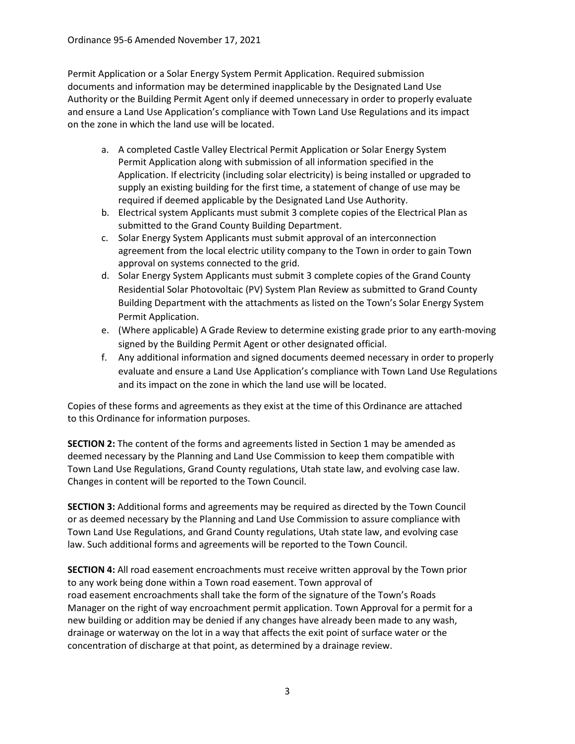Permit Application or a Solar Energy System Permit Application. Required submission documents and information may be determined inapplicable by the Designated Land Use Authority or the Building Permit Agent only if deemed unnecessary in order to properly evaluate and ensure a Land Use Application's compliance with Town Land Use Regulations and its impact on the zone in which the land use will be located.

a. A completed Castle Valley Electrical Permit Application or Solar Energy System Permit Application along with submission of all information specified in the Application. If electricity (including solar electricity) is being installed or upgraded to supply an existing building for the first time, a statement of change of use may be required if deemed applicable by the Designated Land Use Authority.
b. Electrical system Applicants must submit 3 complete copies of the Electrical Plan as submitted to the Grand County Building Department.
c. Solar Energy System Applicants must submit approval of an interconnection agreement from the local electric utility company to the Town in order to gain Town approval on systems connected to the grid.
d. Solar Energy System Applicants must submit 3 complete copies of the Grand County Residential Solar Photovoltaic (PV) System Plan Review as submitted to Grand County Building Department with the attachments as listed on the Town's Solar Energy System Permit Application.
e. (Where applicable) A Grade Review to determine existing grade prior to any earth-moving signed by the Building Permit Agent or other designated official.
f. Any additional information and signed documents deemed necessary in order to properly evaluate and ensure a Land Use Application's compliance with Town Land Use Regulations and its impact on the zone in which the land use will be located.

Copies of these forms and agreements as they exist at the time of this Ordinance are attached to this Ordinance for information purposes.

**SECTION 2:** The content of the forms and agreements listed in Section 1 may be amended as deemed necessary by the Planning and Land Use Commission to keep them compatible with Town Land Use Regulations, Grand County regulations, Utah state law, and evolving case law. Changes in content will be reported to the Town Council.

**SECTION 3:** Additional forms and agreements may be required as directed by the Town Council or as deemed necessary by the Planning and Land Use Commission to assure compliance with Town Land Use Regulations, and Grand County regulations, Utah state law, and evolving case law. Such additional forms and agreements will be reported to the Town Council.

**SECTION 4:** All road easement encroachments must receive written approval by the Town prior to any work being done within a Town road easement. Town approval of road easement encroachments shall take the form of the signature of the Town's Roads Manager on the right of way encroachment permit application. Town Approval for a permit for a new building or addition may be denied if any changes have already been made to any wash, drainage or waterway on the lot in a way that affects the exit point of surface water or the concentration of discharge at that point, as determined by a drainage review.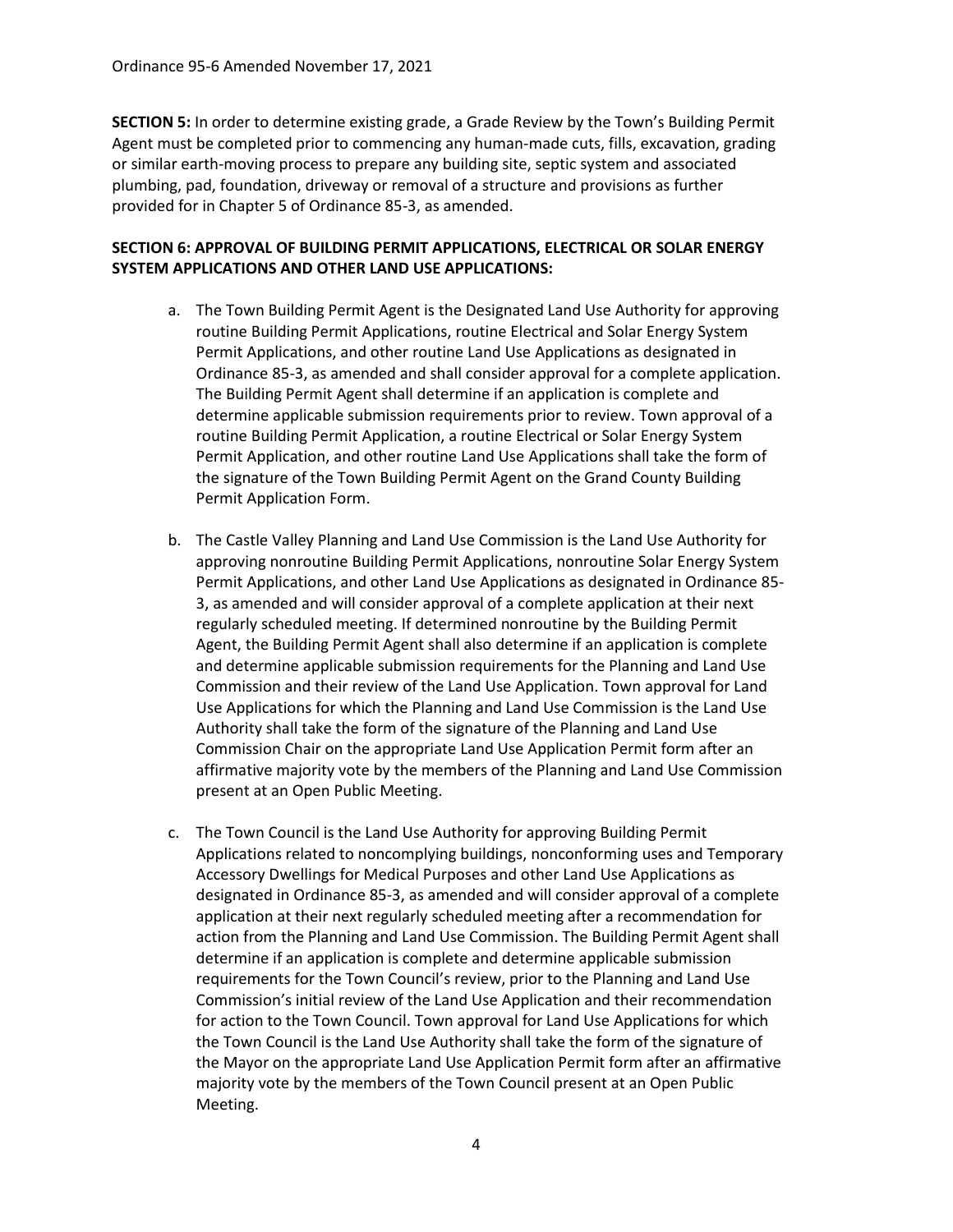**SECTION 5:** In order to determine existing grade, a Grade Review by the Town's Building Permit Agent must be completed prior to commencing any human-made cuts, fills, excavation, grading or similar earth-moving process to prepare any building site, septic system and associated plumbing, pad, foundation, driveway or removal of a structure and provisions as further provided for in Chapter 5 of Ordinance 85-3, as amended.

**SECTION 6: APPROVAL OF BUILDING PERMIT APPLICATIONS, ELECTRICAL OR SOLAR ENERGY SYSTEM APPLICATIONS AND OTHER LAND USE APPLICATIONS:**

a. The Town Building Permit Agent is the Designated Land Use Authority for approving routine Building Permit Applications, routine Electrical and Solar Energy System Permit Applications, and other routine Land Use Applications as designated in Ordinance 85-3, as amended and shall consider approval for a complete application. The Building Permit Agent shall determine if an application is complete and determine applicable submission requirements prior to review. Town approval of a routine Building Permit Application, a routine Electrical or Solar Energy System Permit Application, and other routine Land Use Applications shall take the form of the signature of the Town Building Permit Agent on the Grand County Building Permit Application Form.

b. The Castle Valley Planning and Land Use Commission is the Land Use Authority for approving nonroutine Building Permit Applications, nonroutine Solar Energy System Permit Applications, and other Land Use Applications as designated in Ordinance 85-3, as amended and will consider approval of a complete application at their next regularly scheduled meeting. If determined nonroutine by the Building Permit Agent, the Building Permit Agent shall also determine if an application is complete and determine applicable submission requirements for the Planning and Land Use Commission and their review of the Land Use Application. Town approval for Land Use Applications for which the Planning and Land Use Commission is the Land Use Authority shall take the form of the signature of the Planning and Land Use Commission Chair on the appropriate Land Use Application Permit form after an affirmative majority vote by the members of the Planning and Land Use Commission present at an Open Public Meeting.

c. The Town Council is the Land Use Authority for approving Building Permit Applications related to noncomplying buildings, nonconforming uses and Temporary Accessory Dwellings for Medical Purposes and other Land Use Applications as designated in Ordinance 85-3, as amended and will consider approval of a complete application at their next regularly scheduled meeting after a recommendation for action from the Planning and Land Use Commission. The Building Permit Agent shall determine if an application is complete and determine applicable submission requirements for the Town Council's review, prior to the Planning and Land Use Commission's initial review of the Land Use Application and their recommendation for action to the Town Council. Town approval for Land Use Applications for which the Town Council is the Land Use Authority shall take the form of the signature of the Mayor on the appropriate Land Use Application Permit form after an affirmative majority vote by the members of the Town Council present at an Open Public Meeting.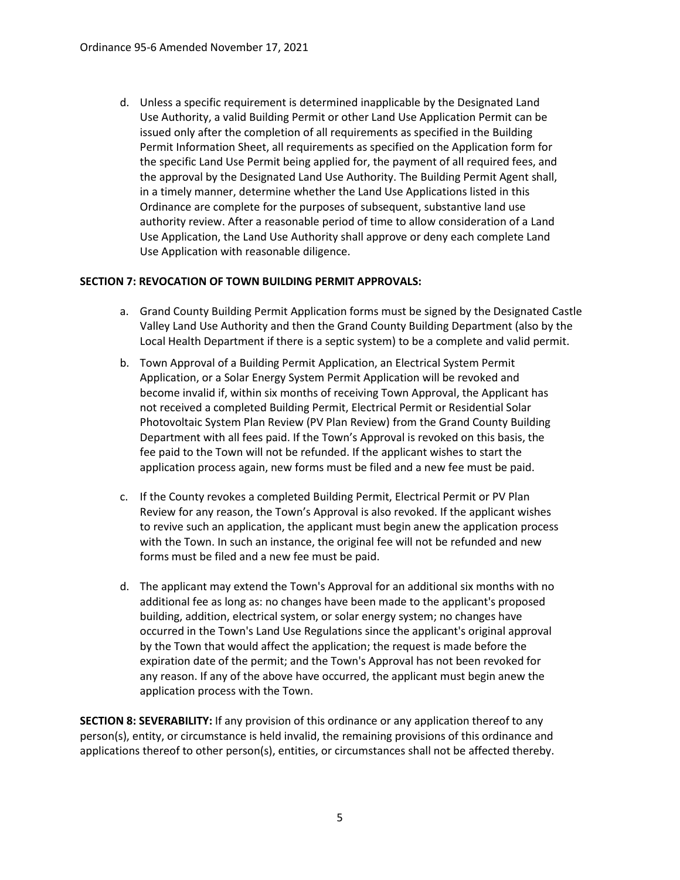d. Unless a specific requirement is determined inapplicable by the Designated Land Use Authority, a valid Building Permit or other Land Use Application Permit can be issued only after the completion of all requirements as specified in the Building Permit Information Sheet, all requirements as specified on the Application form for the specific Land Use Permit being applied for, the payment of all required fees, and the approval by the Designated Land Use Authority. The Building Permit Agent shall, in a timely manner, determine whether the Land Use Applications listed in this Ordinance are complete for the purposes of subsequent, substantive land use authority review. After a reasonable period of time to allow consideration of a Land Use Application, the Land Use Authority shall approve or deny each complete Land Use Application with reasonable diligence.

**SECTION 7: REVOCATION OF TOWN BUILDING PERMIT APPROVALS:**

a. Grand County Building Permit Application forms must be signed by the Designated Castle Valley Land Use Authority and then the Grand County Building Department (also by the Local Health Department if there is a septic system) to be a complete and valid permit.

b. Town Approval of a Building Permit Application, an Electrical System Permit Application, or a Solar Energy System Permit Application will be revoked and become invalid if, within six months of receiving Town Approval, the Applicant has not received a completed Building Permit, Electrical Permit or Residential Solar Photovoltaic System Plan Review (PV Plan Review) from the Grand County Building Department with all fees paid. If the Town's Approval is revoked on this basis, the fee paid to the Town will not be refunded. If the applicant wishes to start the application process again, new forms must be filed and a new fee must be paid.

c. If the County revokes a completed Building Permit, Electrical Permit or PV Plan Review for any reason, the Town's Approval is also revoked. If the applicant wishes to revive such an application, the applicant must begin anew the application process with the Town. In such an instance, the original fee will not be refunded and new forms must be filed and a new fee must be paid.

d. The applicant may extend the Town's Approval for an additional six months with no additional fee as long as: no changes have been made to the applicant's proposed building, addition, electrical system, or solar energy system; no changes have occurred in the Town's Land Use Regulations since the applicant's original approval by the Town that would affect the application; the request is made before the expiration date of the permit; and the Town's Approval has not been revoked for any reason. If any of the above have occurred, the applicant must begin anew the application process with the Town.

**SECTION 8: SEVERABILITY:** If any provision of this ordinance or any application thereof to any person(s), entity, or circumstance is held invalid, the remaining provisions of this ordinance and applications thereof to other person(s), entities, or circumstances shall not be affected thereby.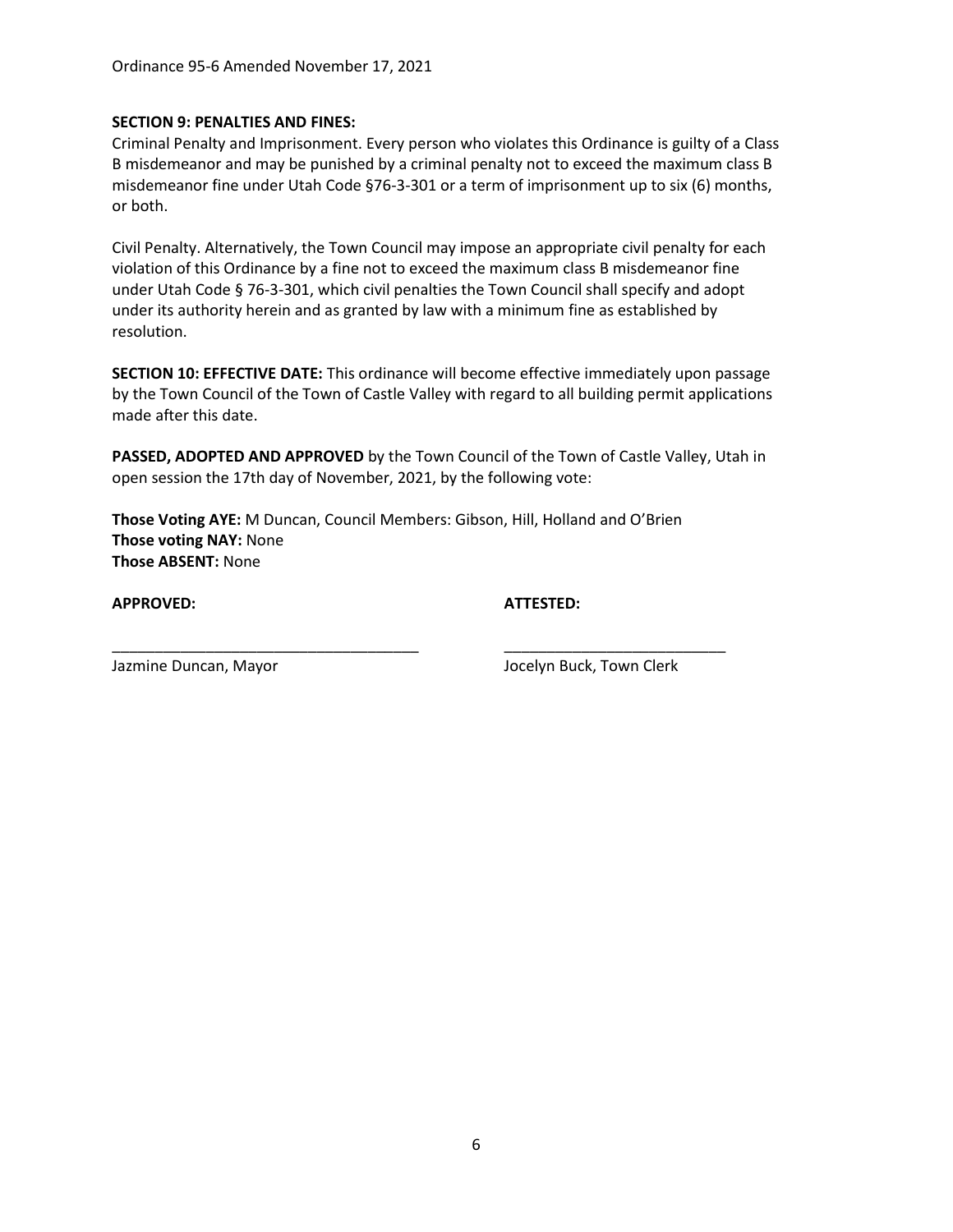**SECTION 9: PENALTIES AND FINES:**
Criminal Penalty and Imprisonment. Every person who violates this Ordinance is guilty of a Class B misdemeanor and may be punished by a criminal penalty not to exceed the maximum class B misdemeanor fine under Utah Code §76-3-301 or a term of imprisonment up to six (6) months, or both.

Civil Penalty. Alternatively, the Town Council may impose an appropriate civil penalty for each violation of this Ordinance by a fine not to exceed the maximum class B misdemeanor fine under Utah Code § 76-3-301, which civil penalties the Town Council shall specify and adopt under its authority herein and as granted by law with a minimum fine as established by resolution.

**SECTION 10: EFFECTIVE DATE:** This ordinance will become effective immediately upon passage by the Town Council of the Town of Castle Valley with regard to all building permit applications made after this date.

**PASSED, ADOPTED AND APPROVED** by the Town Council of the Town of Castle Valley, Utah in open session the 17th day of November, 2021, by the following vote:

**Those Voting AYE:** M Duncan, Council Members: Gibson, Hill, Holland and O'Brien
**Those voting NAY:** None
**Those ABSENT:** None

**APPROVED:**

_____________________________________
Jazmine Duncan, Mayor

**ATTESTED:**

__________________________
Jocelyn Buck, Town Clerk